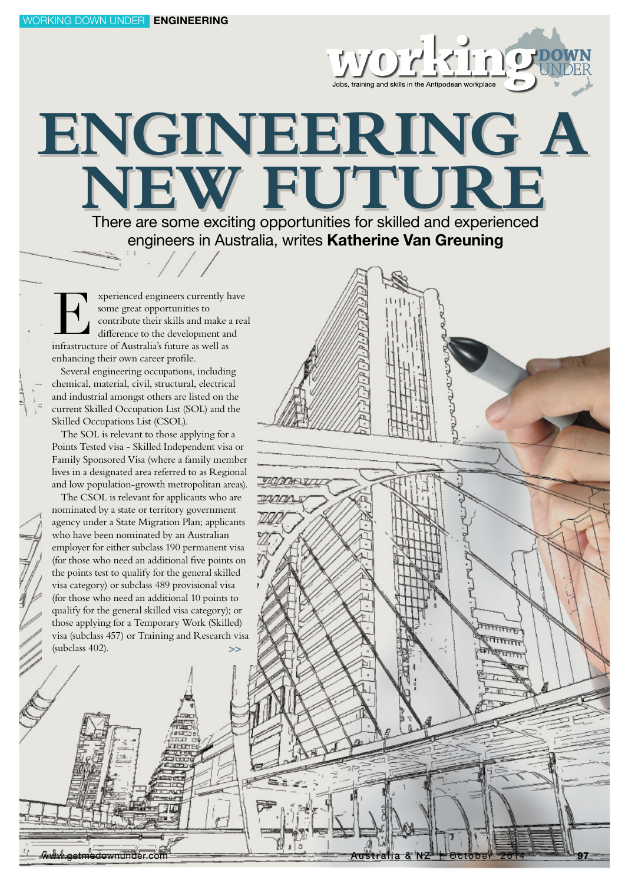# ENGINEERING A NEW FUTURE

There are some exciting opportunities for skilled and experienced engineers in Australia, writes **Katherine Van Greuning**

Experienced engineers currently have some great opportunities to contribute their skills and make a real difference to the development and infrastructure of Australia's future as well as enhancing their own career profile.

Several engineering occupations, including chemical, material, civil, structural, electrical and industrial amongst others are listed on the current Skilled Occupation List (SOL) and the Skilled Occupations List (CSOL).

The SOL is relevant to those applying for a Points Tested visa - Skilled Independent visa or Family Sponsored Visa (where a family member lives in a designated area referred to as Regional and low population-growth metropolitan areas).

The CSOL is relevant for applicants who are nominated by a state or territory government agency under a State Migration Plan; applicants who have been nominated by an Australian employer for either subclass 190 permanent visa (for those who need an additional five points on the points test to qualify for the general skilled visa category) or subclass 489 provisional visa (for those who need an additional 10 points to qualify for the general skilled visa category); or those applying for a Temporary Work (Skilled) visa (subclass 457) or Training and Research visa (subclass 402). >>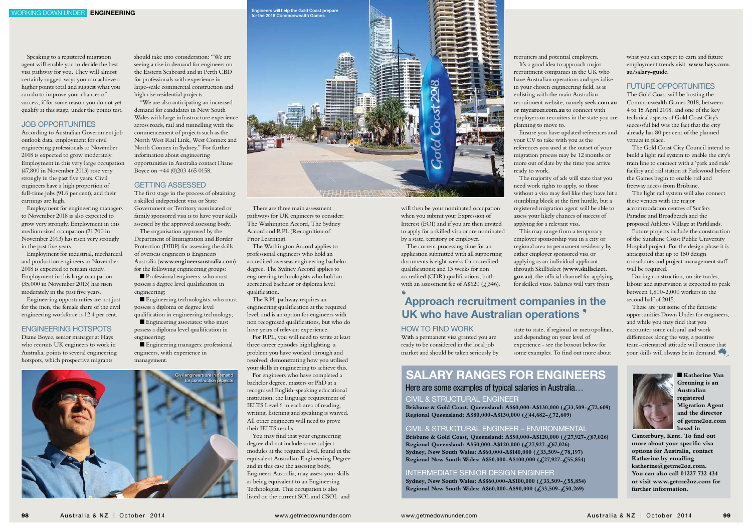Speaking to a registered migration agent will enable you to decide the best visa pathway for you. They will almost certainly suggest ways you can achieve a higher points total and suggest what you can do to improve your chances of success, if for some reason you do not yet qualify at this stage, under the points test.

## JOB OPPORTUNITIES

According to Australian Government job outlook data, employment for civil engineering professionals to November 2018 is expected to grow moderately. Employment in this very large occupation (47,800 in November 2013) rose very strongly in the past five years. Civil engineers have a high proportion of full-time jobs (91.6 per cent), and their earnings are high.

Employment for engineering managers to November 2018 is also expected to grow very strongly. Employment in this medium sized occupation (21,700 in November 2013) has risen very strongly in the past five years.

Employment for industrial, mechanical and production engineers to November 2018 is expected to remain steady. Employment in this large occupation (35,000 in November 2013) has risen moderately in the past five years.

Engineering opportunities are not just for the men, the female share of the civil engineering workforce is 12.4 per cent.

## ENGINEERING HOTSPOTS

Diane Boyce, senior manager at Hays who recruits UK engineers to work in Australia, points to several engineering hotspots, which prospective migrants should take into consideration: "We are seeing a rise in demand for engineers on the Eastern Seaboard and in Perth CBD for professionals with experience in large-scale commercial construction and high rise residential projects.

"We are also anticipating an increased demand for candidates in New South Wales with large infrastructure experience across roads, rail and tunnelling with the commencement of projects such as the North West Rail Link, West Connex and North Connex in Sydney." For further information about engineering opportunities in Australia contact Diane Boyce on +44 (0)203 465 0158.

## GETTING ASSESSED

The first stage in the process of obtaining a skilled independent visa or State Government or Territory nominated or family sponsored visa is to have your skills assessed by the approved assessing body.

The organisation approved by the Department of Immigration and Border Protection (DIBP) for assessing the skills of overseas engineers is Engineers Australia (**www.engineersaustralia.com**) for the following engineering groups:

- Professional engineers: who must possess a degree level qualification in engineering;
- Engineering technologists: who must possess a diploma or degree level qualification in engineering technology;
- Engineering associates: who must possess a diploma level qualification in engineering;
- Engineering managers: professional engineers, with experience in management.

Civil engineers are in demand for construction projects

Engineers will help the Gold Coast prepare for the 2018 Commonwealth Games

There are three main assessment pathways for UK engineers to consider: The Washington Accord, The Sydney Accord and RPL (Recognition of Prior Learning).

The Washington Accord applies to professional engineers who hold an accredited overseas engineering bachelor degree. The Sydney Accord applies to engineering technologists who hold an accredited bachelor or diploma level qualification.

The RPL pathway requires an engineering qualification at the required level, and is an option for engineers with non recognised qualifications, but who do have years of relevant experience.

For RPL, you will need to write at least three career episodes highlighting a problem you have worked through and resolved, demonstrating how you utilised your skills in engineering to achieve this.

For engineers who have completed a bachelor degree, masters or PhD at a recognised English-speaking educational institution, the language requirement of IELTS Level 6 in each area of reading, writing, listening and speaking is waived. All other engineers will need to prove their IELTS results.

You may find that your engineering degree did not include some subject modules at the required level, found in the equivalent Australian Engineering Degree and in this case the assessing body, Engineers Australia, may assess your skills as being equivalent to an Engineering Technologist. This occupation is also listed on the current SOL and CSOL and will then be your nominated occupation when you submit your Expression of Interest (EOI) and if you are then invited to apply for a skilled visa or are nominated by a state, territory or employer.

The current processing time for an application submitted with all supporting documents is eight weeks for accredited qualifications; and 13 weeks for non accredited (CDR) qualifications, both with an assessment fee of A$620 (£346).

> 'Approach recruitment companies in the UK who have Australian operations'

## HOW TO FIND WORK

With a permanent visa granted you are ready to be considered in the local job market and should be taken seriously by recruiters and potential employers.

It's a good idea to approach major recruitment companies in the UK who have Australian operations and specialise in your chosen engineering field, as is enlisting with the main Australian recruitment website, namely **seek.com.au** or **mycareer.com.au** to connect with employers or recruiters in the state you are planning to move to.

Ensure you have updated references and your CV to take with you as the references you used at the outset of your migration process may be 12 months or more out of date by the time you arrive ready to work.

The majority of ads will state that you need work rights to apply, so those without a visa may feel like they have hit a stumbling block at the first hurdle, but a registered migration agent will be able to assess your likely chances of success of applying for a relevant visa.

This may range from a temporary employer sponsorship visa in a city or regional area to permanent residency by either employer sponsored visa or applying as an individual applicant through SkillSelect (**www.skillselect.gov.au**), the official channel for applying for skilled visas. Salaries will vary from state to state, if regional or metropolitan, and depending on your level of experience - see the boxout below for some examples. To find out more about what you can expect to earn and future employment trends visit **www.hays.com.au/salary-guide**.

## FUTURE OPPORTUNITIES

The Gold Coast will be hosting the Commonwealth Games 2018, between 4 to 15 April 2018, and one of the key technical aspects of Gold Coast City's successful bid was the fact that the city already has 80 per cent of the planned venues in place.

The Gold Coast City Council intend to build a light rail system to enable the city's train line to connect with a 'park and ride' facility and rail station at Parkwood before the Games begin to enable rail and freeway access from Brisbane.

The light rail system will also connect these venues with the major accommodation centres of Surfers Paradise and Broadbeach and the proposed Athletes Village at Parklands.

Future projects include the construction of the Sunshine Coast Public University Hospital project. For the design phase it is anticipated that up to 150 design consultants and project management staff will be required.

During construction, on site trades, labour and supervision is expected to peak between 1,800-2,000 workers in the second half of 2015.

These are just some of the fantastic opportunities Down Under for engineers, and while you may find that you encounter some cultural and work differences along the way, a positive team-orientated attitude will ensure that your skills will always be in demand.

## SALARY RANGES FOR ENGINEERS

Here are some examples of typical salaries in Australia…

### CIVIL & STRUCTURAL ENGINEER

**Brisbane & Gold Coast, Queensland: A$60,000-A$130,000 (£33,509-£72,609)**
**Regional Queensland: A$80,000-A$130,000 (£44,682-£72,609)**

### CIVIL & STRUCTURAL ENGINEER – ENVIRONMENTAL

**Brisbane & Gold Coast, Queensland: A$50,000-A$120,000 (£27,927-£67,026)**
**Regional Queensland: A$50,000-A$120,000 (£27,927-£67,026)**
**Sydney, New South Wales: A$60,000-A$140,000 (£33,509-£78,197)**
**Regional New South Wales: A$50,000-A$100,000 (£27,927-£55,854)**

### INTERMEDIATE SENIOR DESIGN ENGINEER

**Sydney, New South Wales: AS$60,000-A$100,000 (£33,509-£55,854)**
**Regional New South Wales: A$60,000-A$90,000 (£33,509-£50,269)**

**Katherine Van Greuning is an Australian registered Migration Agent and the director of getme2oz.com based in Canterbury, Kent. To find out more about your specific visa options for Australia, contact Katherine by emailing katherine@getme2oz.com. You can also call 01227 732 434 or visit www.getme2oz.com for further information.**